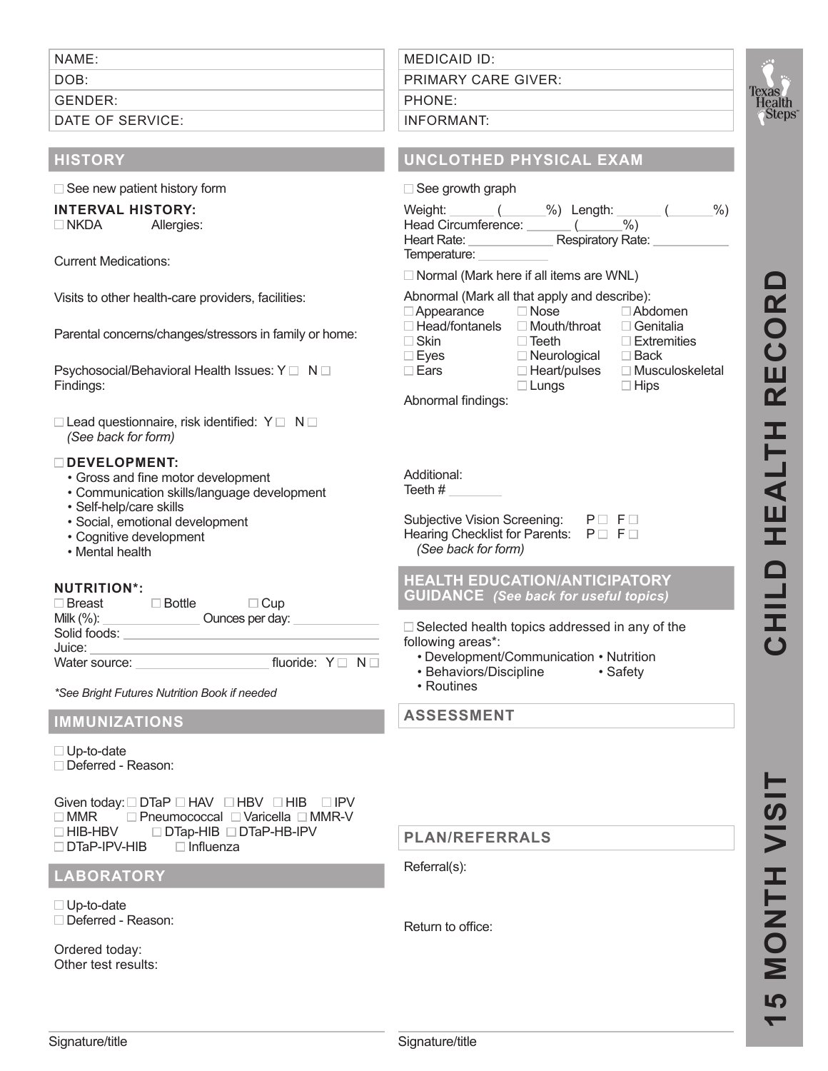# 15 MONTH VISIT — CHILD HEALTH RECORD

Texas Health Steps

| | |
|---|---|
| NAME: | MEDICAID ID: |
| DOB: | PRIMARY CARE GIVER: |
| GENDER: | PHONE: |
| DATE OF SERVICE: | INFORMANT: |

## HISTORY

☐ See new patient history form

**INTERVAL HISTORY:**
☐ NKDA Allergies:

Current Medications:

Visits to other health-care providers, facilities:

Parental concerns/changes/stressors in family or home:

Psychosocial/Behavioral Health Issues: Y ☐ N ☐
Findings:

☐ Lead questionnaire, risk identified: Y ☐ N ☐
*(See back for form)*

☐ **DEVELOPMENT:**
- Gross and fine motor development
- Communication skills/language development
- Self-help/care skills
- Social, emotional development
- Cognitive development
- Mental health

**NUTRITION*:**
☐ Breast ☐ Bottle ☐ Cup
Milk (%): ______ Ounces per day: ______
Solid foods: ______
Juice: ______
Water source: ______ fluoride: Y ☐ N ☐

*\*See Bright Futures Nutrition Book if needed*

## IMMUNIZATIONS

☐ Up-to-date
☐ Deferred - Reason:

Given today: ☐ DTaP ☐ HAV ☐ HBV ☐ HIB ☐ IPV ☐ MMR ☐ Pneumococcal ☐ Varicella ☐ MMR-V ☐ HIB-HBV ☐ DTap-HIB ☐ DTaP-HB-IPV ☐ DTaP-IPV-HIB ☐ Influenza

## LABORATORY

☐ Up-to-date
☐ Deferred - Reason:

Ordered today:
Other test results:

Signature/title

## UNCLOTHED PHYSICAL EXAM

☐ See growth graph

Weight: ______ (______%) Length: ______ (______%)
Head Circumference: ______ (______%)
Heart Rate: ______ Respiratory Rate: ______
Temperature: ______

☐ Normal (Mark here if all items are WNL)

Abnormal (Mark all that apply and describe):

| | | |
|---|---|---|
| ☐ Appearance | ☐ Nose | ☐ Abdomen |
| ☐ Head/fontanels | ☐ Mouth/throat | ☐ Genitalia |
| ☐ Skin | ☐ Teeth | ☐ Extremities |
| ☐ Eyes | ☐ Neurological | ☐ Back |
| ☐ Ears | ☐ Heart/pulses | ☐ Musculoskeletal |
| | ☐ Lungs | ☐ Hips |

Abnormal findings:

Additional:
Teeth # ______

Subjective Vision Screening: P ☐ F ☐
Hearing Checklist for Parents: P ☐ F ☐
*(See back for form)*

## HEALTH EDUCATION/ANTICIPATORY GUIDANCE *(See back for useful topics)*

☐ Selected health topics addressed in any of the following areas*:
- Development/Communication
- Nutrition
- Behaviors/Discipline
- Safety
- Routines

## ASSESSMENT

## PLAN/REFERRALS

Referral(s):

Return to office:

Signature/title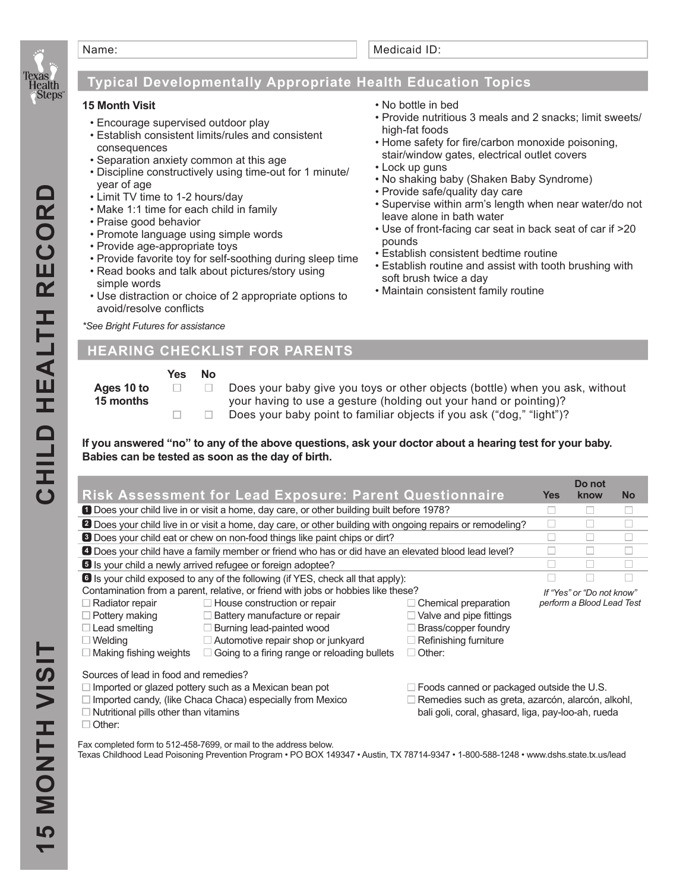CHILD HEALTH RECORD

15 MONTH VISIT

Name: | Medicaid ID:

## Typical Developmentally Appropriate Health Education Topics

**15 Month Visit**

- Encourage supervised outdoor play
- Establish consistent limits/rules and consistent consequences
- Separation anxiety common at this age
- Discipline constructively using time-out for 1 minute/ year of age
- Limit TV time to 1-2 hours/day
- Make 1:1 time for each child in family
- Praise good behavior
- Promote language using simple words
- Provide age-appropriate toys
- Provide favorite toy for self-soothing during sleep time
- Read books and talk about pictures/story using simple words
- Use distraction or choice of 2 appropriate options to avoid/resolve conflicts
- No bottle in bed
- Provide nutritious 3 meals and 2 snacks; limit sweets/ high-fat foods
- Home safety for fire/carbon monoxide poisoning, stair/window gates, electrical outlet covers
- Lock up guns
- No shaking baby (Shaken Baby Syndrome)
- Provide safe/quality day care
- Supervise within arm's length when near water/do not leave alone in bath water
- Use of front-facing car seat in back seat of car if >20 pounds
- Establish consistent bedtime routine
- Establish routine and assist with tooth brushing with soft brush twice a day
- Maintain consistent family routine

*\*See Bright Futures for assistance*

## HEARING CHECKLIST FOR PARENTS

| | Yes | No | |
|---|---|---|---|
| **Ages 10 to 15 months** | ☐ | ☐ | Does your baby give you toys or other objects (bottle) when you ask, without your having to use a gesture (holding out your hand or pointing)? |
| | ☐ | ☐ | Does your baby point to familiar objects if you ask ("dog," "light")? |

**If you answered "no" to any of the above questions, ask your doctor about a hearing test for your baby. Babies can be tested as soon as the day of birth.**

## Risk Assessment for Lead Exposure: Parent Questionnaire

| Risk Assessment for Lead Exposure: Parent Questionnaire | Yes | Do not know | No |
|---|---|---|---|
| 1 Does your child live in or visit a home, day care, or other building built before 1978? | ☐ | ☐ | ☐ |
| 2 Does your child live in or visit a home, day care, or other building with ongoing repairs or remodeling? | ☐ | ☐ | ☐ |
| 3 Does your child eat or chew on non-food things like paint chips or dirt? | ☐ | ☐ | ☐ |
| 4 Does your child have a family member or friend who has or did have an elevated blood lead level? | ☐ | ☐ | ☐ |
| 5 Is your child a newly arrived refugee or foreign adoptee? | ☐ | ☐ | ☐ |
| 6 Is your child exposed to any of the following (if YES, check all that apply): | ☐ | ☐ | ☐ |

*If "Yes" or "Do not know" perform a Blood Lead Test*

Contamination from a parent, relative, or friend with jobs or hobbies like these?

- ☐ Radiator repair
- ☐ Pottery making
- ☐ Lead smelting
- ☐ Welding
- ☐ Making fishing weights
- ☐ House construction or repair
- ☐ Battery manufacture or repair
- ☐ Burning lead-painted wood
- ☐ Automotive repair shop or junkyard
- ☐ Going to a firing range or reloading bullets
- ☐ Chemical preparation
- ☐ Valve and pipe fittings
- ☐ Brass/copper foundry
- ☐ Refinishing furniture
- ☐ Other:

Sources of lead in food and remedies?

- ☐ Imported or glazed pottery such as a Mexican bean pot
- ☐ Imported candy, (like Chaca Chaca) especially from Mexico
- ☐ Nutritional pills other than vitamins
- ☐ Other:
- ☐ Foods canned or packaged outside the U.S.
- ☐ Remedies such as greta, azarcón, alarcón, alkohl, bali goli, coral, ghasard, liga, pay-loo-ah, rueda

Fax completed form to 512-458-7699, or mail to the address below.
Texas Childhood Lead Poisoning Prevention Program • PO BOX 149347 • Austin, TX 78714-9347 • 1-800-588-1248 • www.dshs.state.tx.us/lead